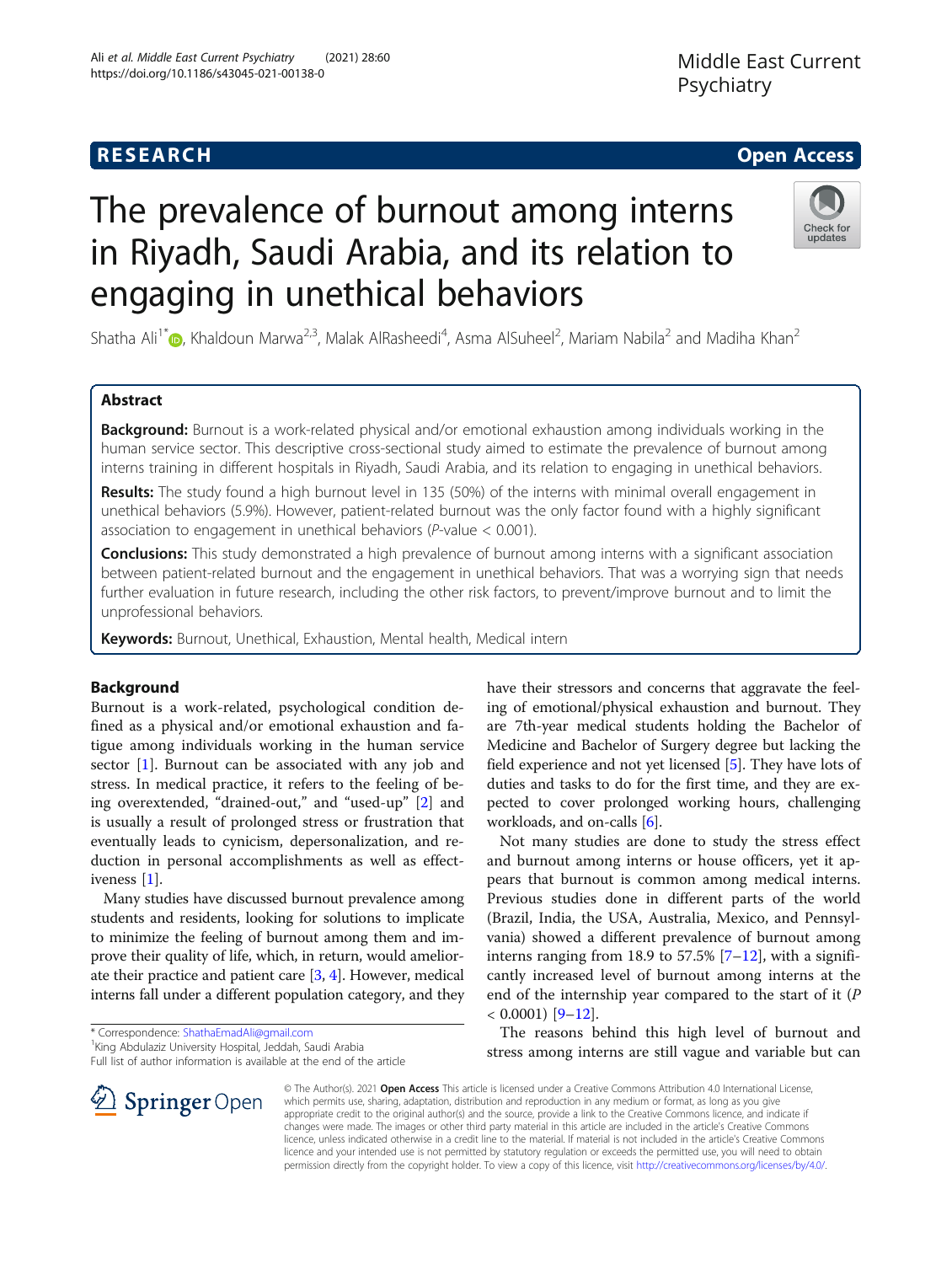RESEARCH

Open Access

# The prevalence of burnout among interns in Riyadh, Saudi Arabia, and its relation to engaging in unethical behaviors

Shatha Ali[1*], Khaldoun Marwa[2,3], Malak AlRasheedi[4], Asma AlSuheel[2], Mariam Nabila[2] and Madiha Khan[2]

## Abstract

**Background:** Burnout is a work-related physical and/or emotional exhaustion among individuals working in the human service sector. This descriptive cross-sectional study aimed to estimate the prevalence of burnout among interns training in different hospitals in Riyadh, Saudi Arabia, and its relation to engaging in unethical behaviors.

**Results:** The study found a high burnout level in 135 (50%) of the interns with minimal overall engagement in unethical behaviors (5.9%). However, patient-related burnout was the only factor found with a highly significant association to engagement in unethical behaviors (*P*-value < 0.001).

**Conclusions:** This study demonstrated a high prevalence of burnout among interns with a significant association between patient-related burnout and the engagement in unethical behaviors. That was a worrying sign that needs further evaluation in future research, including the other risk factors, to prevent/improve burnout and to limit the unprofessional behaviors.

**Keywords:** Burnout, Unethical, Exhaustion, Mental health, Medical intern

## Background

Burnout is a work-related, psychological condition defined as a physical and/or emotional exhaustion and fatigue among individuals working in the human service sector [1]. Burnout can be associated with any job and stress. In medical practice, it refers to the feeling of being overextended, "drained-out," and "used-up" [2] and is usually a result of prolonged stress or frustration that eventually leads to cynicism, depersonalization, and reduction in personal accomplishments as well as effectiveness [1].

Many studies have discussed burnout prevalence among students and residents, looking for solutions to implicate to minimize the feeling of burnout among them and improve their quality of life, which, in return, would ameliorate their practice and patient care [3, 4]. However, medical interns fall under a different population category, and they have their stressors and concerns that aggravate the feeling of emotional/physical exhaustion and burnout. They are 7th-year medical students holding the Bachelor of Medicine and Bachelor of Surgery degree but lacking the field experience and not yet licensed [5]. They have lots of duties and tasks to do for the first time, and they are expected to cover prolonged working hours, challenging workloads, and on-calls [6].

Not many studies are done to study the stress effect and burnout among interns or house officers, yet it appears that burnout is common among medical interns. Previous studies done in different parts of the world (Brazil, India, the USA, Australia, Mexico, and Pennsylvania) showed a different prevalence of burnout among interns ranging from 18.9 to 57.5% [7–12], with a significantly increased level of burnout among interns at the end of the internship year compared to the start of it ($P < 0.0001$) [9–12].

The reasons behind this high level of burnout and stress among interns are still vague and variable but can

\* Correspondence: ShathaEmadAli@gmail.com
[1]King Abdulaziz University Hospital, Jeddah, Saudi Arabia
Full list of author information is available at the end of the article

© The Author(s). 2021 **Open Access** This article is licensed under a Creative Commons Attribution 4.0 International License, which permits use, sharing, adaptation, distribution and reproduction in any medium or format, as long as you give appropriate credit to the original author(s) and the source, provide a link to the Creative Commons licence, and indicate if changes were made. The images or other third party material in this article are included in the article's Creative Commons licence, unless indicated otherwise in a credit line to the material. If material is not included in the article's Creative Commons licence and your intended use is not permitted by statutory regulation or exceeds the permitted use, you will need to obtain permission directly from the copyright holder. To view a copy of this licence, visit http://creativecommons.org/licenses/by/4.0/.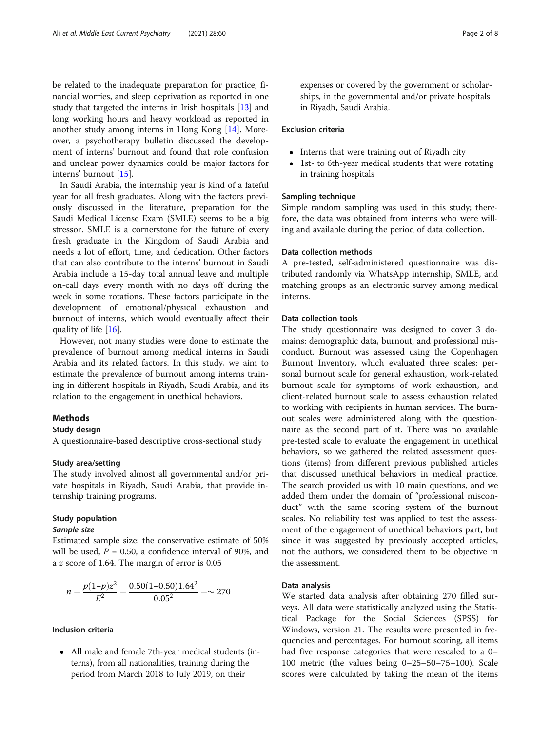be related to the inadequate preparation for practice, financial worries, and sleep deprivation as reported in one study that targeted the interns in Irish hospitals [13] and long working hours and heavy workload as reported in another study among interns in Hong Kong [14]. Moreover, a psychotherapy bulletin discussed the development of interns' burnout and found that role confusion and unclear power dynamics could be major factors for interns' burnout [15].

In Saudi Arabia, the internship year is kind of a fateful year for all fresh graduates. Along with the factors previously discussed in the literature, preparation for the Saudi Medical License Exam (SMLE) seems to be a big stressor. SMLE is a cornerstone for the future of every fresh graduate in the Kingdom of Saudi Arabia and needs a lot of effort, time, and dedication. Other factors that can also contribute to the interns' burnout in Saudi Arabia include a 15-day total annual leave and multiple on-call days every month with no days off during the week in some rotations. These factors participate in the development of emotional/physical exhaustion and burnout of interns, which would eventually affect their quality of life [16].

However, not many studies were done to estimate the prevalence of burnout among medical interns in Saudi Arabia and its related factors. In this study, we aim to estimate the prevalence of burnout among interns training in different hospitals in Riyadh, Saudi Arabia, and its relation to the engagement in unethical behaviors.

## Methods

### Study design

A questionnaire-based descriptive cross-sectional study

### Study area/setting

The study involved almost all governmental and/or private hospitals in Riyadh, Saudi Arabia, that provide internship training programs.

### Study population

#### *Sample size*

Estimated sample size: the conservative estimate of 50% will be used, $P = 0.50$, a confidence interval of 90%, and a $z$ score of 1.64. The margin of error is 0.05

$$n = \frac{p(1-p)z^2}{E^2} = \frac{0.50(1-0.50)1.64^2}{0.05^2} = \sim 270$$

### Inclusion criteria

- All male and female 7th-year medical students (interns), from all nationalities, training during the period from March 2018 to July 2019, on their expenses or covered by the government or scholarships, in the governmental and/or private hospitals in Riyadh, Saudi Arabia.

### Exclusion criteria

- Interns that were training out of Riyadh city
- 1st- to 6th-year medical students that were rotating in training hospitals

### Sampling technique

Simple random sampling was used in this study; therefore, the data was obtained from interns who were willing and available during the period of data collection.

### Data collection methods

A pre-tested, self-administered questionnaire was distributed randomly via WhatsApp internship, SMLE, and matching groups as an electronic survey among medical interns.

### Data collection tools

The study questionnaire was designed to cover 3 domains: demographic data, burnout, and professional misconduct. Burnout was assessed using the Copenhagen Burnout Inventory, which evaluated three scales: personal burnout scale for general exhaustion, work-related burnout scale for symptoms of work exhaustion, and client-related burnout scale to assess exhaustion related to working with recipients in human services. The burnout scales were administered along with the questionnaire as the second part of it. There was no available pre-tested scale to evaluate the engagement in unethical behaviors, so we gathered the related assessment questions (items) from different previous published articles that discussed unethical behaviors in medical practice. The search provided us with 10 main questions, and we added them under the domain of "professional misconduct" with the same scoring system of the burnout scales. No reliability test was applied to test the assessment of the engagement of unethical behaviors part, but since it was suggested by previously accepted articles, not the authors, we considered them to be objective in the assessment.

### Data analysis

We started data analysis after obtaining 270 filled surveys. All data were statistically analyzed using the Statistical Package for the Social Sciences (SPSS) for Windows, version 21. The results were presented in frequencies and percentages. For burnout scoring, all items had five response categories that were rescaled to a 0–100 metric (the values being 0–25–50–75–100). Scale scores were calculated by taking the mean of the items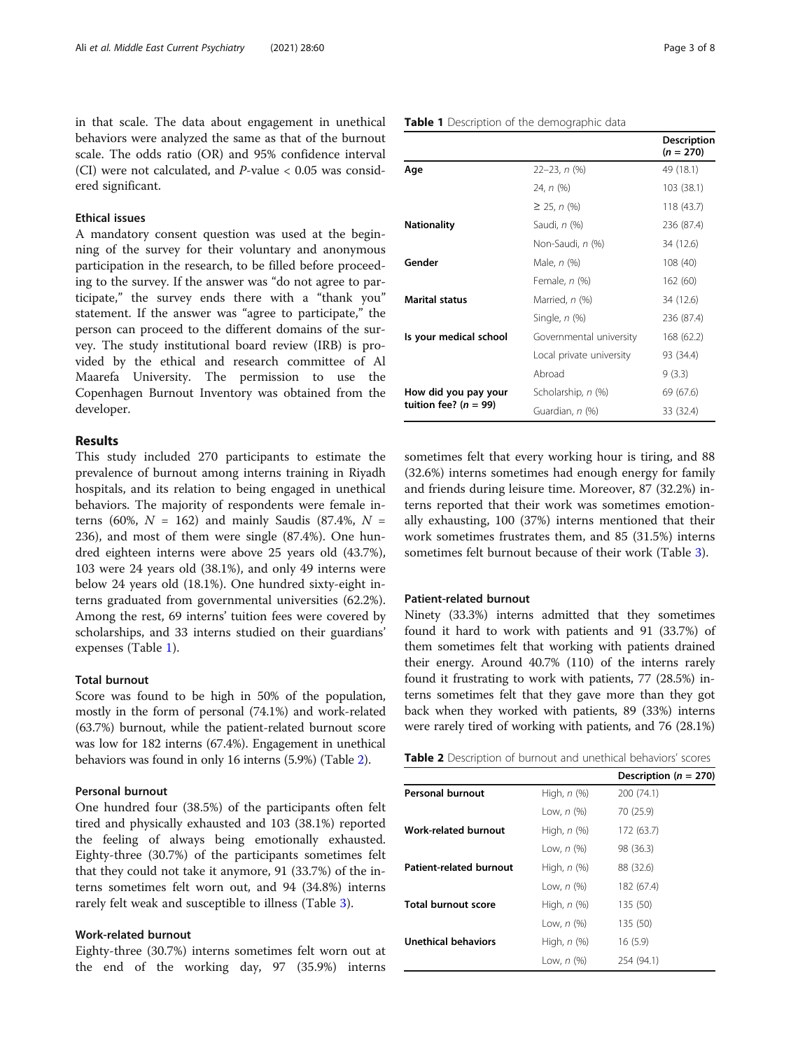in that scale. The data about engagement in unethical behaviors were analyzed the same as that of the burnout scale. The odds ratio (OR) and 95% confidence interval (CI) were not calculated, and *P*-value < 0.05 was considered significant.

### Ethical issues

A mandatory consent question was used at the beginning of the survey for their voluntary and anonymous participation in the research, to be filled before proceeding to the survey. If the answer was "do not agree to participate," the survey ends there with a "thank you" statement. If the answer was "agree to participate," the person can proceed to the different domains of the survey. The study institutional board review (IRB) is provided by the ethical and research committee of Al Maarefa University. The permission to use the Copenhagen Burnout Inventory was obtained from the developer.

## Results

This study included 270 participants to estimate the prevalence of burnout among interns training in Riyadh hospitals, and its relation to being engaged in unethical behaviors. The majority of respondents were female interns (60%, $N$ = 162) and mainly Saudis (87.4%, $N$ = 236), and most of them were single (87.4%). One hundred eighteen interns were above 25 years old (43.7%), 103 were 24 years old (38.1%), and only 49 interns were below 24 years old (18.1%). One hundred sixty-eight interns graduated from governmental universities (62.2%). Among the rest, 69 interns' tuition fees were covered by scholarships, and 33 interns studied on their guardians' expenses (Table 1).

**Table 1** Description of the demographic data

| | | Description ($n$ = 270) |
|---|---|---|
| **Age** | 22–23, *n* (%) | 49 (18.1) |
| | 24, *n* (%) | 103 (38.1) |
| | ≥ 25, *n* (%) | 118 (43.7) |
| **Nationality** | Saudi, *n* (%) | 236 (87.4) |
| | Non-Saudi, *n* (%) | 34 (12.6) |
| **Gender** | Male, *n* (%) | 108 (40) |
| | Female, *n* (%) | 162 (60) |
| **Marital status** | Married, *n* (%) | 34 (12.6) |
| | Single, *n* (%) | 236 (87.4) |
| **Is your medical school** | Governmental university | 168 (62.2) |
| | Local private university | 93 (34.4) |
| | Abroad | 9 (3.3) |
| **How did you pay your tuition fee? ($n$ = 99)** | Scholarship, *n* (%) | 69 (67.6) |
| | Guardian, *n* (%) | 33 (32.4) |

### Total burnout

Score was found to be high in 50% of the population, mostly in the form of personal (74.1%) and work-related (63.7%) burnout, while the patient-related burnout score was low for 182 interns (67.4%). Engagement in unethical behaviors was found in only 16 interns (5.9%) (Table 2).

### Personal burnout

One hundred four (38.5%) of the participants often felt tired and physically exhausted and 103 (38.1%) reported the feeling of always being emotionally exhausted. Eighty-three (30.7%) of the participants sometimes felt that they could not take it anymore, 91 (33.7%) of the interns sometimes felt worn out, and 94 (34.8%) interns rarely felt weak and susceptible to illness (Table 3).

### Work-related burnout

Eighty-three (30.7%) interns sometimes felt worn out at the end of the working day, 97 (35.9%) interns sometimes felt that every working hour is tiring, and 88 (32.6%) interns sometimes had enough energy for family and friends during leisure time. Moreover, 87 (32.2%) interns reported that their work was sometimes emotionally exhausting, 100 (37%) interns mentioned that their work sometimes frustrates them, and 85 (31.5%) interns sometimes felt burnout because of their work (Table 3).

### Patient-related burnout

Ninety (33.3%) interns admitted that they sometimes found it hard to work with patients and 91 (33.7%) of them sometimes felt that working with patients drained their energy. Around 40.7% (110) of the interns rarely found it frustrating to work with patients, 77 (28.5%) interns sometimes felt that they gave more than they got back when they worked with patients, 89 (33%) interns were rarely tired of working with patients, and 76 (28.1%)

**Table 2** Description of burnout and unethical behaviors' scores

| | | Description ($n$ = 270) |
|---|---|---|
| **Personal burnout** | High, *n* (%) | 200 (74.1) |
| | Low, *n* (%) | 70 (25.9) |
| **Work-related burnout** | High, *n* (%) | 172 (63.7) |
| | Low, *n* (%) | 98 (36.3) |
| **Patient-related burnout** | High, *n* (%) | 88 (32.6) |
| | Low, *n* (%) | 182 (67.4) |
| **Total burnout score** | High, *n* (%) | 135 (50) |
| | Low, *n* (%) | 135 (50) |
| **Unethical behaviors** | High, *n* (%) | 16 (5.9) |
| | Low, *n* (%) | 254 (94.1) |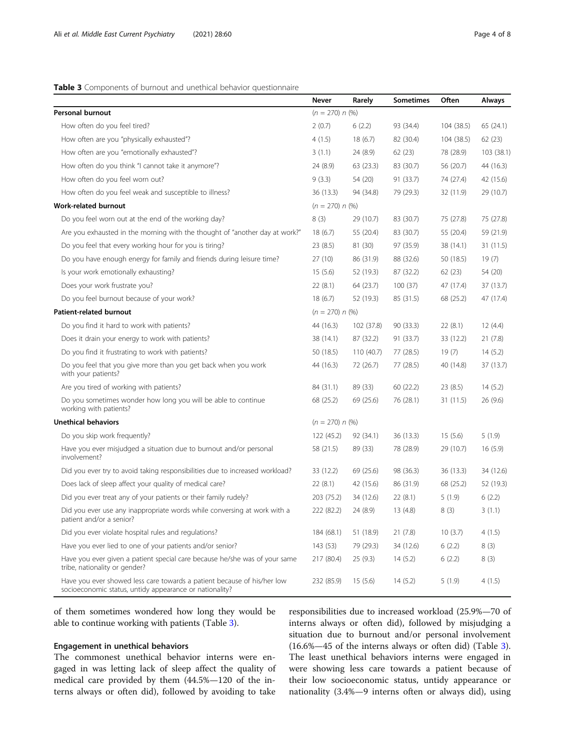**Table 3** Components of burnout and unethical behavior questionnaire

| | Never | Rarely | Sometimes | Often | Always |
|---|---|---|---|---|---|
| **Personal burnout** | ($n$ = 270) $n$ (%) | | | | |
| How often do you feel tired? | 2 (0.7) | 6 (2.2) | 93 (34.4) | 104 (38.5) | 65 (24.1) |
| How often are you "physically exhausted"? | 4 (1.5) | 18 (6.7) | 82 (30.4) | 104 (38.5) | 62 (23) |
| How often are you "emotionally exhausted"? | 3 (1.1) | 24 (8.9) | 62 (23) | 78 (28.9) | 103 (38.1) |
| How often do you think "I cannot take it anymore"? | 24 (8.9) | 63 (23.3) | 83 (30.7) | 56 (20.7) | 44 (16.3) |
| How often do you feel worn out? | 9 (3.3) | 54 (20) | 91 (33.7) | 74 (27.4) | 42 (15.6) |
| How often do you feel weak and susceptible to illness? | 36 (13.3) | 94 (34.8) | 79 (29.3) | 32 (11.9) | 29 (10.7) |
| **Work-related burnout** | ($n$ = 270) $n$ (%) | | | | |
| Do you feel worn out at the end of the working day? | 8 (3) | 29 (10.7) | 83 (30.7) | 75 (27.8) | 75 (27.8) |
| Are you exhausted in the morning with the thought of "another day at work?" | 18 (6.7) | 55 (20.4) | 83 (30.7) | 55 (20.4) | 59 (21.9) |
| Do you feel that every working hour for you is tiring? | 23 (8.5) | 81 (30) | 97 (35.9) | 38 (14.1) | 31 (11.5) |
| Do you have enough energy for family and friends during leisure time? | 27 (10) | 86 (31.9) | 88 (32.6) | 50 (18.5) | 19 (7) |
| Is your work emotionally exhausting? | 15 (5.6) | 52 (19.3) | 87 (32.2) | 62 (23) | 54 (20) |
| Does your work frustrate you? | 22 (8.1) | 64 (23.7) | 100 (37) | 47 (17.4) | 37 (13.7) |
| Do you feel burnout because of your work? | 18 (6.7) | 52 (19.3) | 85 (31.5) | 68 (25.2) | 47 (17.4) |
| **Patient-related burnout** | ($n$ = 270) $n$ (%) | | | | |
| Do you find it hard to work with patients? | 44 (16.3) | 102 (37.8) | 90 (33.3) | 22 (8.1) | 12 (4.4) |
| Does it drain your energy to work with patients? | 38 (14.1) | 87 (32.2) | 91 (33.7) | 33 (12.2) | 21 (7.8) |
| Do you find it frustrating to work with patients? | 50 (18.5) | 110 (40.7) | 77 (28.5) | 19 (7) | 14 (5.2) |
| Do you feel that you give more than you get back when you work with your patients? | 44 (16.3) | 72 (26.7) | 77 (28.5) | 40 (14.8) | 37 (13.7) |
| Are you tired of working with patients? | 84 (31.1) | 89 (33) | 60 (22.2) | 23 (8.5) | 14 (5.2) |
| Do you sometimes wonder how long you will be able to continue working with patients? | 68 (25.2) | 69 (25.6) | 76 (28.1) | 31 (11.5) | 26 (9.6) |
| **Unethical behaviors** | ($n$ = 270) $n$ (%) | | | | |
| Do you skip work frequently? | 122 (45.2) | 92 (34.1) | 36 (13.3) | 15 (5.6) | 5 (1.9) |
| Have you ever misjudged a situation due to burnout and/or personal involvement? | 58 (21.5) | 89 (33) | 78 (28.9) | 29 (10.7) | 16 (5.9) |
| Did you ever try to avoid taking responsibilities due to increased workload? | 33 (12.2) | 69 (25.6) | 98 (36.3) | 36 (13.3) | 34 (12.6) |
| Does lack of sleep affect your quality of medical care? | 22 (8.1) | 42 (15.6) | 86 (31.9) | 68 (25.2) | 52 (19.3) |
| Did you ever treat any of your patients or their family rudely? | 203 (75.2) | 34 (12.6) | 22 (8.1) | 5 (1.9) | 6 (2.2) |
| Did you ever use any inappropriate words while conversing at work with a patient and/or a senior? | 222 (82.2) | 24 (8.9) | 13 (4.8) | 8 (3) | 3 (1.1) |
| Did you ever violate hospital rules and regulations? | 184 (68.1) | 51 (18.9) | 21 (7.8) | 10 (3.7) | 4 (1.5) |
| Have you ever lied to one of your patients and/or senior? | 143 (53) | 79 (29.3) | 34 (12.6) | 6 (2.2) | 8 (3) |
| Have you ever given a patient special care because he/she was of your same tribe, nationality or gender? | 217 (80.4) | 25 (9.3) | 14 (5.2) | 6 (2.2) | 8 (3) |
| Have you ever showed less care towards a patient because of his/her low socioeconomic status, untidy appearance or nationality? | 232 (85.9) | 15 (5.6) | 14 (5.2) | 5 (1.9) | 4 (1.5) |

of them sometimes wondered how long they would be able to continue working with patients (Table 3).

### Engagement in unethical behaviors

The commonest unethical behavior interns were engaged in was letting lack of sleep affect the quality of medical care provided by them (44.5%—120 of the interns always or often did), followed by avoiding to take responsibilities due to increased workload (25.9%—70 of interns always or often did), followed by misjudging a situation due to burnout and/or personal involvement (16.6%—45 of the interns always or often did) (Table 3). The least unethical behaviors interns were engaged in were showing less care towards a patient because of their low socioeconomic status, untidy appearance or nationality (3.4%—9 interns often or always did), using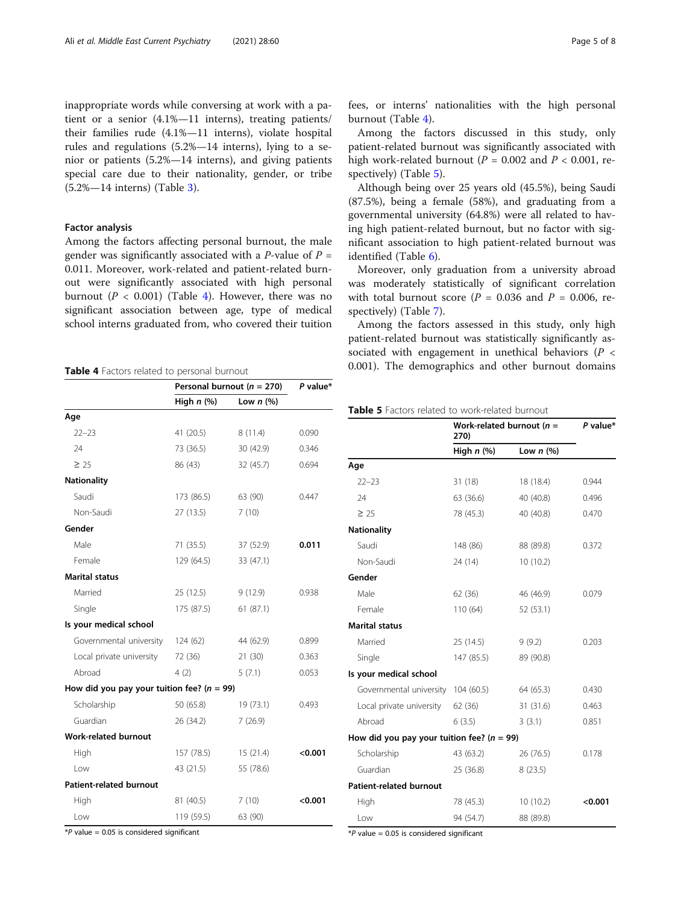inappropriate words while conversing at work with a patient or a senior (4.1%—11 interns), treating patients/ their families rude (4.1%—11 interns), violate hospital rules and regulations (5.2%—14 interns), lying to a senior or patients (5.2%—14 interns), and giving patients special care due to their nationality, gender, or tribe (5.2%—14 interns) (Table 3).

### Factor analysis

Among the factors affecting personal burnout, the male gender was significantly associated with a *P*-value of $P = 0.011$. Moreover, work-related and patient-related burnout were significantly associated with high personal burnout ($P < 0.001$) (Table 4). However, there was no significant association between age, type of medical school interns graduated from, who covered their tuition fees, or interns' nationalities with the high personal burnout (Table 4).

**Table 4** Factors related to personal burnout

| | Personal burnout ($n = 270$) | | *P* value* |
|---|---|---|---|
| | High *n* (%) | Low *n* (%) | |
| **Age** | | | |
| 22–23 | 41 (20.5) | 8 (11.4) | 0.090 |
| 24 | 73 (36.5) | 30 (42.9) | 0.346 |
| ≥ 25 | 86 (43) | 32 (45.7) | 0.694 |
| **Nationality** | | | |
| Saudi | 173 (86.5) | 63 (90) | 0.447 |
| Non-Saudi | 27 (13.5) | 7 (10) | |
| **Gender** | | | |
| Male | 71 (35.5) | 37 (52.9) | **0.011** |
| Female | 129 (64.5) | 33 (47.1) | |
| **Marital status** | | | |
| Married | 25 (12.5) | 9 (12.9) | 0.938 |
| Single | 175 (87.5) | 61 (87.1) | |
| **Is your medical school** | | | |
| Governmental university | 124 (62) | 44 (62.9) | 0.899 |
| Local private university | 72 (36) | 21 (30) | 0.363 |
| Abroad | 4 (2) | 5 (7.1) | 0.053 |
| **How did you pay your tuition fee? ($n = 99$)** | | | |
| Scholarship | 50 (65.8) | 19 (73.1) | 0.493 |
| Guardian | 26 (34.2) | 7 (26.9) | |
| **Work-related burnout** | | | |
| High | 157 (78.5) | 15 (21.4) | **<0.001** |
| Low | 43 (21.5) | 55 (78.6) | |
| **Patient-related burnout** | | | |
| High | 81 (40.5) | 7 (10) | **<0.001** |
| Low | 119 (59.5) | 63 (90) | |

*$P$ value = 0.05 is considered significant

Among the factors discussed in this study, only patient-related burnout was significantly associated with high work-related burnout ($P = 0.002$ and $P < 0.001$, respectively) (Table 5).

Although being over 25 years old (45.5%), being Saudi (87.5%), being a female (58%), and graduating from a governmental university (64.8%) were all related to having high patient-related burnout, but no factor with significant association to high patient-related burnout was identified (Table 6).

Moreover, only graduation from a university abroad was moderately statistically of significant correlation with total burnout score ($P = 0.036$ and $P = 0.006$, respectively) (Table 7).

Among the factors assessed in this study, only high patient-related burnout was statistically significantly associated with engagement in unethical behaviors ($P < 0.001$). The demographics and other burnout domains

**Table 5** Factors related to work-related burnout

| | Work-related burnout ($n = 270$) | | *P* value* |
|---|---|---|---|
| | High *n* (%) | Low *n* (%) | |
| **Age** | | | |
| 22–23 | 31 (18) | 18 (18.4) | 0.944 |
| 24 | 63 (36.6) | 40 (40.8) | 0.496 |
| ≥ 25 | 78 (45.3) | 40 (40.8) | 0.470 |
| **Nationality** | | | |
| Saudi | 148 (86) | 88 (89.8) | 0.372 |
| Non-Saudi | 24 (14) | 10 (10.2) | |
| **Gender** | | | |
| Male | 62 (36) | 46 (46.9) | 0.079 |
| Female | 110 (64) | 52 (53.1) | |
| **Marital status** | | | |
| Married | 25 (14.5) | 9 (9.2) | 0.203 |
| Single | 147 (85.5) | 89 (90.8) | |
| **Is your medical school** | | | |
| Governmental university | 104 (60.5) | 64 (65.3) | 0.430 |
| Local private university | 62 (36) | 31 (31.6) | 0.463 |
| Abroad | 6 (3.5) | 3 (3.1) | 0.851 |
| **How did you pay your tuition fee? ($n = 99$)** | | | |
| Scholarship | 43 (63.2) | 26 (76.5) | 0.178 |
| Guardian | 25 (36.8) | 8 (23.5) | |
| **Patient-related burnout** | | | |
| High | 78 (45.3) | 10 (10.2) | **<0.001** |
| Low | 94 (54.7) | 88 (89.8) | |

*$P$ value = 0.05 is considered significant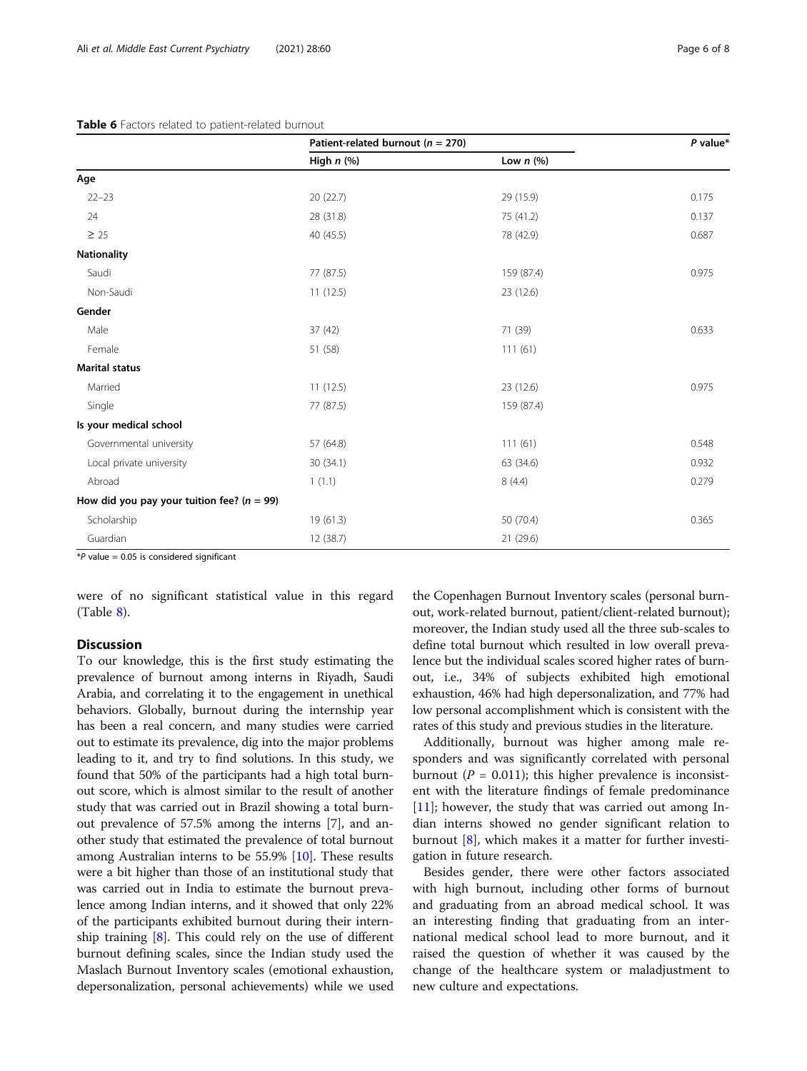**Table 6** Factors related to patient-related burnout

| | Patient-related burnout ($n$ = 270) | | *P* value* |
|---|---|---|---|
| | High *n* (%) | Low *n* (%) | |
| **Age** | | | |
| 22–23 | 20 (22.7) | 29 (15.9) | 0.175 |
| 24 | 28 (31.8) | 75 (41.2) | 0.137 |
| ≥ 25 | 40 (45.5) | 78 (42.9) | 0.687 |
| **Nationality** | | | |
| Saudi | 77 (87.5) | 159 (87.4) | 0.975 |
| Non-Saudi | 11 (12.5) | 23 (12.6) | |
| **Gender** | | | |
| Male | 37 (42) | 71 (39) | 0.633 |
| Female | 51 (58) | 111 (61) | |
| **Marital status** | | | |
| Married | 11 (12.5) | 23 (12.6) | 0.975 |
| Single | 77 (87.5) | 159 (87.4) | |
| **Is your medical school** | | | |
| Governmental university | 57 (64.8) | 111 (61) | 0.548 |
| Local private university | 30 (34.1) | 63 (34.6) | 0.932 |
| Abroad | 1 (1.1) | 8 (4.4) | 0.279 |
| **How did you pay your tuition fee? ($n$ = 99)** | | | |
| Scholarship | 19 (61.3) | 50 (70.4) | 0.365 |
| Guardian | 12 (38.7) | 21 (29.6) | |

**P* value = 0.05 is considered significant

were of no significant statistical value in this regard (Table 8).

## Discussion

To our knowledge, this is the first study estimating the prevalence of burnout among interns in Riyadh, Saudi Arabia, and correlating it to the engagement in unethical behaviors. Globally, burnout during the internship year has been a real concern, and many studies were carried out to estimate its prevalence, dig into the major problems leading to it, and try to find solutions. In this study, we found that 50% of the participants had a high total burnout score, which is almost similar to the result of another study that was carried out in Brazil showing a total burnout prevalence of 57.5% among the interns [7], and another study that estimated the prevalence of total burnout among Australian interns to be 55.9% [10]. These results were a bit higher than those of an institutional study that was carried out in India to estimate the burnout prevalence among Indian interns, and it showed that only 22% of the participants exhibited burnout during their internship training [8]. This could rely on the use of different burnout defining scales, since the Indian study used the Maslach Burnout Inventory scales (emotional exhaustion, depersonalization, personal achievements) while we used the Copenhagen Burnout Inventory scales (personal burnout, work-related burnout, patient/client-related burnout); moreover, the Indian study used all the three sub-scales to define total burnout which resulted in low overall prevalence but the individual scales scored higher rates of burnout, i.e., 34% of subjects exhibited high emotional exhaustion, 46% had high depersonalization, and 77% had low personal accomplishment which is consistent with the rates of this study and previous studies in the literature.

Additionally, burnout was higher among male responders and was significantly correlated with personal burnout ($P$ = 0.011); this higher prevalence is inconsistent with the literature findings of female predominance [11]; however, the study that was carried out among Indian interns showed no gender significant relation to burnout [8], which makes it a matter for further investigation in future research.

Besides gender, there were other factors associated with high burnout, including other forms of burnout and graduating from an abroad medical school. It was an interesting finding that graduating from an international medical school lead to more burnout, and it raised the question of whether it was caused by the change of the healthcare system or maladjustment to new culture and expectations.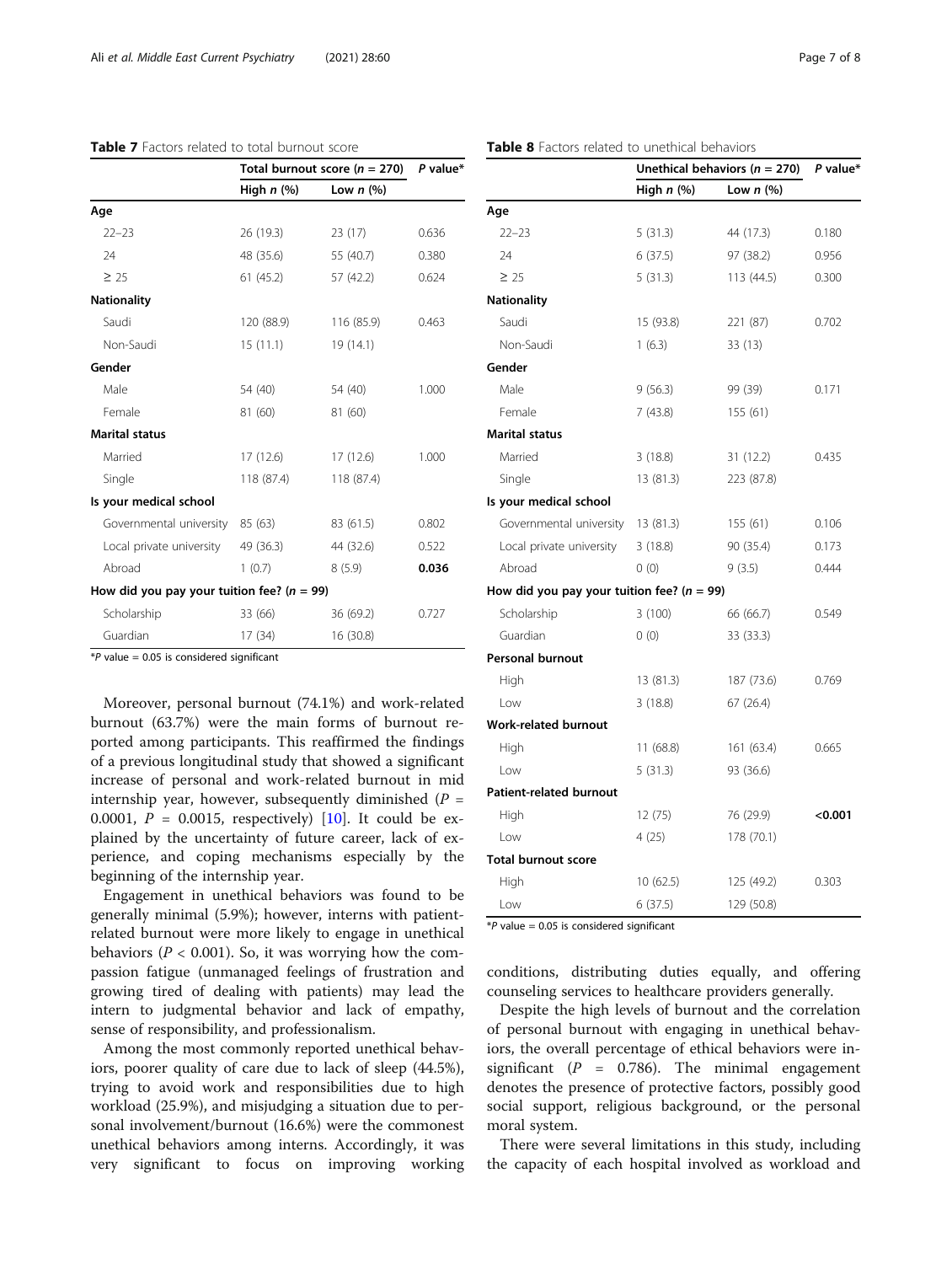**Table 7** Factors related to total burnout score

| | Total burnout score ($n$ = 270) | | $P$ value* |
|---|---|---|---|
| | High $n$ (%) | Low $n$ (%) | |
| **Age** | | | |
| 22–23 | 26 (19.3) | 23 (17) | 0.636 |
| 24 | 48 (35.6) | 55 (40.7) | 0.380 |
| ≥ 25 | 61 (45.2) | 57 (42.2) | 0.624 |
| **Nationality** | | | |
| Saudi | 120 (88.9) | 116 (85.9) | 0.463 |
| Non-Saudi | 15 (11.1) | 19 (14.1) | |
| **Gender** | | | |
| Male | 54 (40) | 54 (40) | 1.000 |
| Female | 81 (60) | 81 (60) | |
| **Marital status** | | | |
| Married | 17 (12.6) | 17 (12.6) | 1.000 |
| Single | 118 (87.4) | 118 (87.4) | |
| **Is your medical school** | | | |
| Governmental university | 85 (63) | 83 (61.5) | 0.802 |
| Local private university | 49 (36.3) | 44 (32.6) | 0.522 |
| Abroad | 1 (0.7) | 8 (5.9) | **0.036** |
| **How did you pay your tuition fee? ($n$ = 99)** | | | |
| Scholarship | 33 (66) | 36 (69.2) | 0.727 |
| Guardian | 17 (34) | 16 (30.8) | |

*$P$ value = 0.05 is considered significant

Moreover, personal burnout (74.1%) and work-related burnout (63.7%) were the main forms of burnout reported among participants. This reaffirmed the findings of a previous longitudinal study that showed a significant increase of personal and work-related burnout in mid internship year, however, subsequently diminished ($P$ = 0.0001, $P$ = 0.0015, respectively) [10]. It could be explained by the uncertainty of future career, lack of experience, and coping mechanisms especially by the beginning of the internship year.

Engagement in unethical behaviors was found to be generally minimal (5.9%); however, interns with patient-related burnout were more likely to engage in unethical behaviors ($P$ < 0.001). So, it was worrying how the compassion fatigue (unmanaged feelings of frustration and growing tired of dealing with patients) may lead the intern to judgmental behavior and lack of empathy, sense of responsibility, and professionalism.

Among the most commonly reported unethical behaviors, poorer quality of care due to lack of sleep (44.5%), trying to avoid work and responsibilities due to high workload (25.9%), and misjudging a situation due to personal involvement/burnout (16.6%) were the commonest unethical behaviors among interns. Accordingly, it was very significant to focus on improving working conditions, distributing duties equally, and offering counseling services to healthcare providers generally.

**Table 8** Factors related to unethical behaviors

| | Unethical behaviors ($n$ = 270) | | $P$ value* |
|---|---|---|---|
| | High $n$ (%) | Low $n$ (%) | |
| **Age** | | | |
| 22–23 | 5 (31.3) | 44 (17.3) | 0.180 |
| 24 | 6 (37.5) | 97 (38.2) | 0.956 |
| ≥ 25 | 5 (31.3) | 113 (44.5) | 0.300 |
| **Nationality** | | | |
| Saudi | 15 (93.8) | 221 (87) | 0.702 |
| Non-Saudi | 1 (6.3) | 33 (13) | |
| **Gender** | | | |
| Male | 9 (56.3) | 99 (39) | 0.171 |
| Female | 7 (43.8) | 155 (61) | |
| **Marital status** | | | |
| Married | 3 (18.8) | 31 (12.2) | 0.435 |
| Single | 13 (81.3) | 223 (87.8) | |
| **Is your medical school** | | | |
| Governmental university | 13 (81.3) | 155 (61) | 0.106 |
| Local private university | 3 (18.8) | 90 (35.4) | 0.173 |
| Abroad | 0 (0) | 9 (3.5) | 0.444 |
| **How did you pay your tuition fee? ($n$ = 99)** | | | |
| Scholarship | 3 (100) | 66 (66.7) | 0.549 |
| Guardian | 0 (0) | 33 (33.3) | |
| **Personal burnout** | | | |
| High | 13 (81.3) | 187 (73.6) | 0.769 |
| Low | 3 (18.8) | 67 (26.4) | |
| **Work-related burnout** | | | |
| High | 11 (68.8) | 161 (63.4) | 0.665 |
| Low | 5 (31.3) | 93 (36.6) | |
| **Patient-related burnout** | | | |
| High | 12 (75) | 76 (29.9) | **<0.001** |
| Low | 4 (25) | 178 (70.1) | |
| **Total burnout score** | | | |
| High | 10 (62.5) | 125 (49.2) | 0.303 |
| Low | 6 (37.5) | 129 (50.8) | |

*$P$ value = 0.05 is considered significant

Despite the high levels of burnout and the correlation of personal burnout with engaging in unethical behaviors, the overall percentage of ethical behaviors were insignificant ($P$ = 0.786). The minimal engagement denotes the presence of protective factors, possibly good social support, religious background, or the personal moral system.

There were several limitations in this study, including the capacity of each hospital involved as workload and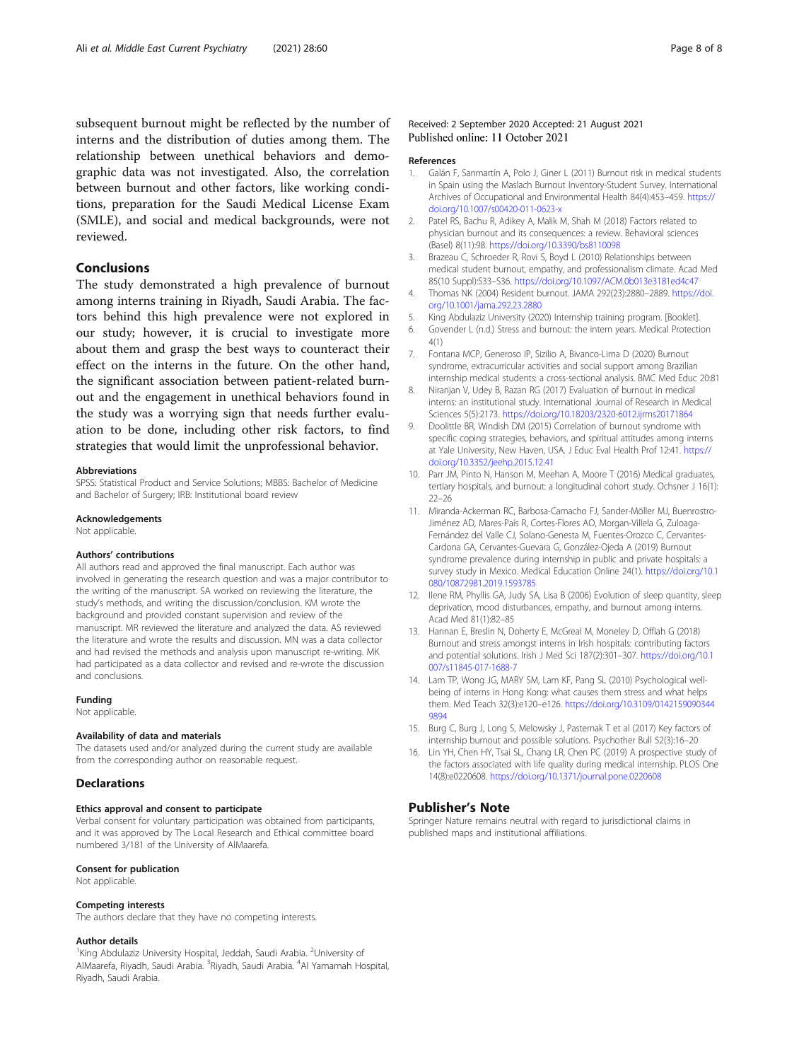subsequent burnout might be reflected by the number of interns and the distribution of duties among them. The relationship between unethical behaviors and demographic data was not investigated. Also, the correlation between burnout and other factors, like working conditions, preparation for the Saudi Medical License Exam (SMLE), and social and medical backgrounds, were not reviewed.

## Conclusions

The study demonstrated a high prevalence of burnout among interns training in Riyadh, Saudi Arabia. The factors behind this high prevalence were not explored in our study; however, it is crucial to investigate more about them and grasp the best ways to counteract their effect on the interns in the future. On the other hand, the significant association between patient-related burnout and the engagement in unethical behaviors found in the study was a worrying sign that needs further evaluation to be done, including other risk factors, to find strategies that would limit the unprofessional behavior.

#### Abbreviations

SPSS: Statistical Product and Service Solutions; MBBS: Bachelor of Medicine and Bachelor of Surgery; IRB: Institutional board review

#### Acknowledgements

Not applicable.

#### Authors' contributions

All authors read and approved the final manuscript. Each author was involved in generating the research question and was a major contributor to the writing of the manuscript. SA worked on reviewing the literature, the study's methods, and writing the discussion/conclusion. KM wrote the background and provided constant supervision and review of the manuscript. MR reviewed the literature and analyzed the data. AS reviewed the literature and wrote the results and discussion. MN was a data collector and had revised the methods and analysis upon manuscript re-writing. MK had participated as a data collector and revised and re-wrote the discussion and conclusions.

#### Funding

Not applicable.

#### Availability of data and materials

The datasets used and/or analyzed during the current study are available from the corresponding author on reasonable request.

## Declarations

#### Ethics approval and consent to participate

Verbal consent for voluntary participation was obtained from participants, and it was approved by The Local Research and Ethical committee board numbered 3/181 of the University of AlMaarefa.

#### Consent for publication

Not applicable.

#### Competing interests

The authors declare that they have no competing interests.

#### Author details

[1]King Abdulaziz University Hospital, Jeddah, Saudi Arabia. [2]University of AlMaarefa, Riyadh, Saudi Arabia. [3]Riyadh, Saudi Arabia. [4]Al Yamamah Hospital, Riyadh, Saudi Arabia.

Received: 2 September 2020 Accepted: 21 August 2021
Published online: 11 October 2021

#### References

1. Galán F, Sanmartín A, Polo J, Giner L (2011) Burnout risk in medical students in Spain using the Maslach Burnout Inventory-Student Survey. International Archives of Occupational and Environmental Health 84(4):453–459. https://doi.org/10.1007/s00420-011-0623-x
2. Patel RS, Bachu R, Adikey A, Malik M, Shah M (2018) Factors related to physician burnout and its consequences: a review. Behavioral sciences (Basel) 8(11):98. https://doi.org/10.3390/bs8110098
3. Brazeau C, Schroeder R, Rovi S, Boyd L (2010) Relationships between medical student burnout, empathy, and professionalism climate. Acad Med 85(10 Suppl):S33–S36. https://doi.org/10.1097/ACM.0b013e3181ed4c47
4. Thomas NK (2004) Resident burnout. JAMA 292(23):2880–2889. https://doi.org/10.1001/jama.292.23.2880
5. King Abdulaziz University (2020) Internship training program. [Booklet].
6. Govender L (n.d.) Stress and burnout: the intern years. Medical Protection 4(1)
7. Fontana MCP, Generoso IP, Sizilio A, Bivanco-Lima D (2020) Burnout syndrome, extracurricular activities and social support among Brazilian internship medical students: a cross-sectional analysis. BMC Med Educ 20:81
8. Niranjan V, Udey B, Razan RG (2017) Evaluation of burnout in medical interns: an institutional study. International Journal of Research in Medical Sciences 5(5):2173. https://doi.org/10.18203/2320-6012.ijrms20171864
9. Doolittle BR, Windish DM (2015) Correlation of burnout syndrome with specific coping strategies, behaviors, and spiritual attitudes among interns at Yale University, New Haven, USA. J Educ Eval Health Prof 12:41. https://doi.org/10.3352/jeehp.2015.12.41
10. Parr JM, Pinto N, Hanson M, Meehan A, Moore T (2016) Medical graduates, tertiary hospitals, and burnout: a longitudinal cohort study. Ochsner J 16(1): 22–26
11. Miranda-Ackerman RC, Barbosa-Camacho FJ, Sander-Möller MJ, Buenrostro-Jiménez AD, Mares-País R, Cortes-Flores AO, Morgan-Villela G, Zuloaga-Fernández del Valle CJ, Solano-Genesta M, Fuentes-Orozco C, Cervantes-Cardona GA, Cervantes-Guevara G, González-Ojeda A (2019) Burnout syndrome prevalence during internship in public and private hospitals: a survey study in Mexico. Medical Education Online 24(1). https://doi.org/10.1080/10872981.2019.1593785
12. Ilene RM, Phyllis GA, Judy SA, Lisa B (2006) Evolution of sleep quantity, sleep deprivation, mood disturbances, empathy, and burnout among interns. Acad Med 81(1):82–85
13. Hannan E, Breslin N, Doherty E, McGreal M, Moneley D, Offiah G (2018) Burnout and stress amongst interns in Irish hospitals: contributing factors and potential solutions. Irish J Med Sci 187(2):301–307. https://doi.org/10.1007/s11845-017-1688-7
14. Lam TP, Wong JG, MARY SM, Lam KF, Pang SL (2010) Psychological well-being of interns in Hong Kong: what causes them stress and what helps them. Med Teach 32(3):e120–e126. https://doi.org/10.3109/01421590903449894
15. Burg C, Burg J, Long S, Melowsky J, Pasternak T et al (2017) Key factors of internship burnout and possible solutions. Psychother Bull 52(3):16–20
16. Lin YH, Chen HY, Tsai SL, Chang LR, Chen PC (2019) A prospective study of the factors associated with life quality during medical internship. PLOS One 14(8):e0220608. https://doi.org/10.1371/journal.pone.0220608

## Publisher's Note

Springer Nature remains neutral with regard to jurisdictional claims in published maps and institutional affiliations.